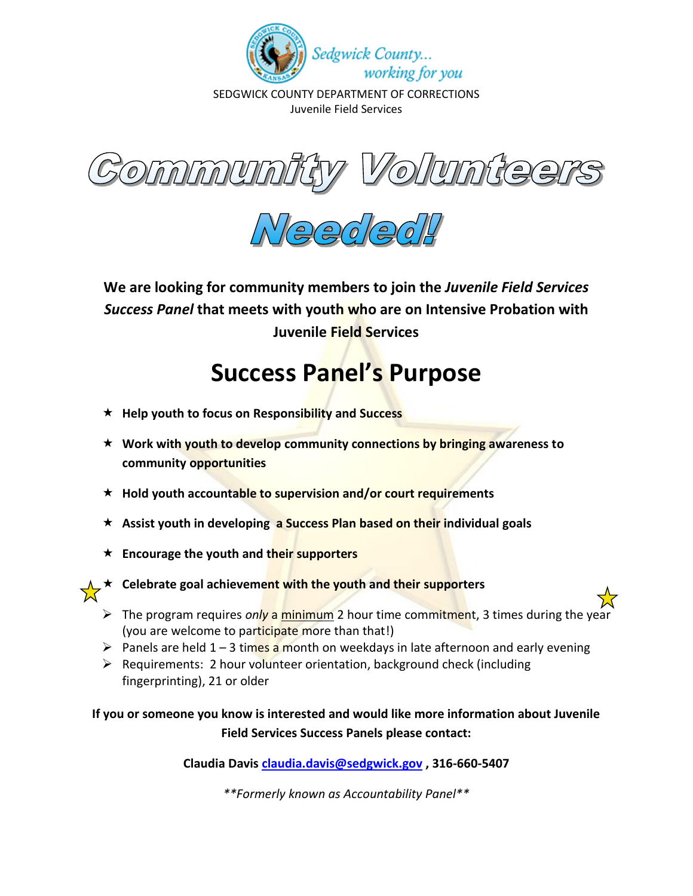Sedgwick County... working for you

SEDGWICK COUNTY DEPARTMENT OF CORRECTIONS
Juvenile Field Services

# Community Volunteers Needed!

**We are looking for community members to join the *Juvenile Field Services Success Panel* that meets with youth who are on Intensive Probation with Juvenile Field Services**

## Success Panel's Purpose

- ★ **Help youth to focus on Responsibility and Success**
- ★ **Work with youth to develop community connections by bringing awareness to community opportunities**
- ★ **Hold youth accountable to supervision and/or court requirements**
- ★ **Assist youth in developing a Success Plan based on their individual goals**
- ★ **Encourage the youth and their supporters**
- ★ **Celebrate goal achievement with the youth and their supporters**

- ➢ The program requires *only* a <u>minimum</u> 2 hour time commitment, 3 times during the year (you are welcome to participate more than that!)
- ➢ Panels are held 1 – 3 times a month on weekdays in late afternoon and early evening
- ➢ Requirements: 2 hour volunteer orientation, background check (including fingerprinting), 21 or older

**If you or someone you know is interested and would like more information about Juvenile Field Services Success Panels please contact:**

**Claudia Davis [claudia.davis@sedgwick.gov](mailto:claudia.davis@sedgwick.gov) , 316-660-5407**

*\*\*Formerly known as Accountability Panel\*\**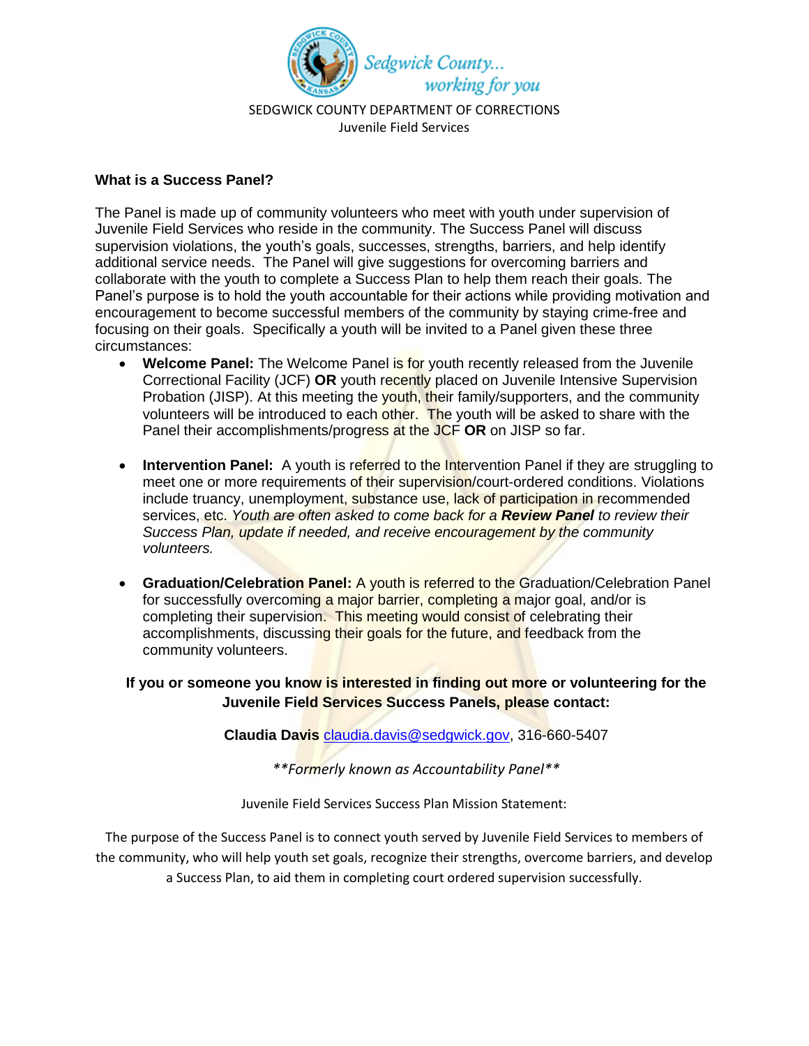Sedgwick County... working for you

SEDGWICK COUNTY DEPARTMENT OF CORRECTIONS
Juvenile Field Services

### What is a Success Panel?

The Panel is made up of community volunteers who meet with youth under supervision of Juvenile Field Services who reside in the community. The Success Panel will discuss supervision violations, the youth's goals, successes, strengths, barriers, and help identify additional service needs. The Panel will give suggestions for overcoming barriers and collaborate with the youth to complete a Success Plan to help them reach their goals. The Panel's purpose is to hold the youth accountable for their actions while providing motivation and encouragement to become successful members of the community by staying crime-free and focusing on their goals. Specifically a youth will be invited to a Panel given these three circumstances:

- **Welcome Panel:** The Welcome Panel is for youth recently released from the Juvenile Correctional Facility (JCF) **OR** youth recently placed on Juvenile Intensive Supervision Probation (JISP). At this meeting the youth, their family/supporters, and the community volunteers will be introduced to each other. The youth will be asked to share with the Panel their accomplishments/progress at the JCF **OR** on JISP so far.

- **Intervention Panel:** A youth is referred to the Intervention Panel if they are struggling to meet one or more requirements of their supervision/court-ordered conditions. Violations include truancy, unemployment, substance use, lack of participation in recommended services, etc. *Youth are often asked to come back for a **Review Panel** to review their Success Plan, update if needed, and receive encouragement by the community volunteers.*

- **Graduation/Celebration Panel:** A youth is referred to the Graduation/Celebration Panel for successfully overcoming a major barrier, completing a major goal, and/or is completing their supervision. This meeting would consist of celebrating their accomplishments, discussing their goals for the future, and feedback from the community volunteers.

**If you or someone you know is interested in finding out more or volunteering for the Juvenile Field Services Success Panels, please contact:**

**Claudia Davis** claudia.davis@sedgwick.gov, 316-660-5407

*\*\*Formerly known as Accountability Panel\*\**

Juvenile Field Services Success Plan Mission Statement:

The purpose of the Success Panel is to connect youth served by Juvenile Field Services to members of the community, who will help youth set goals, recognize their strengths, overcome barriers, and develop a Success Plan, to aid them in completing court ordered supervision successfully.